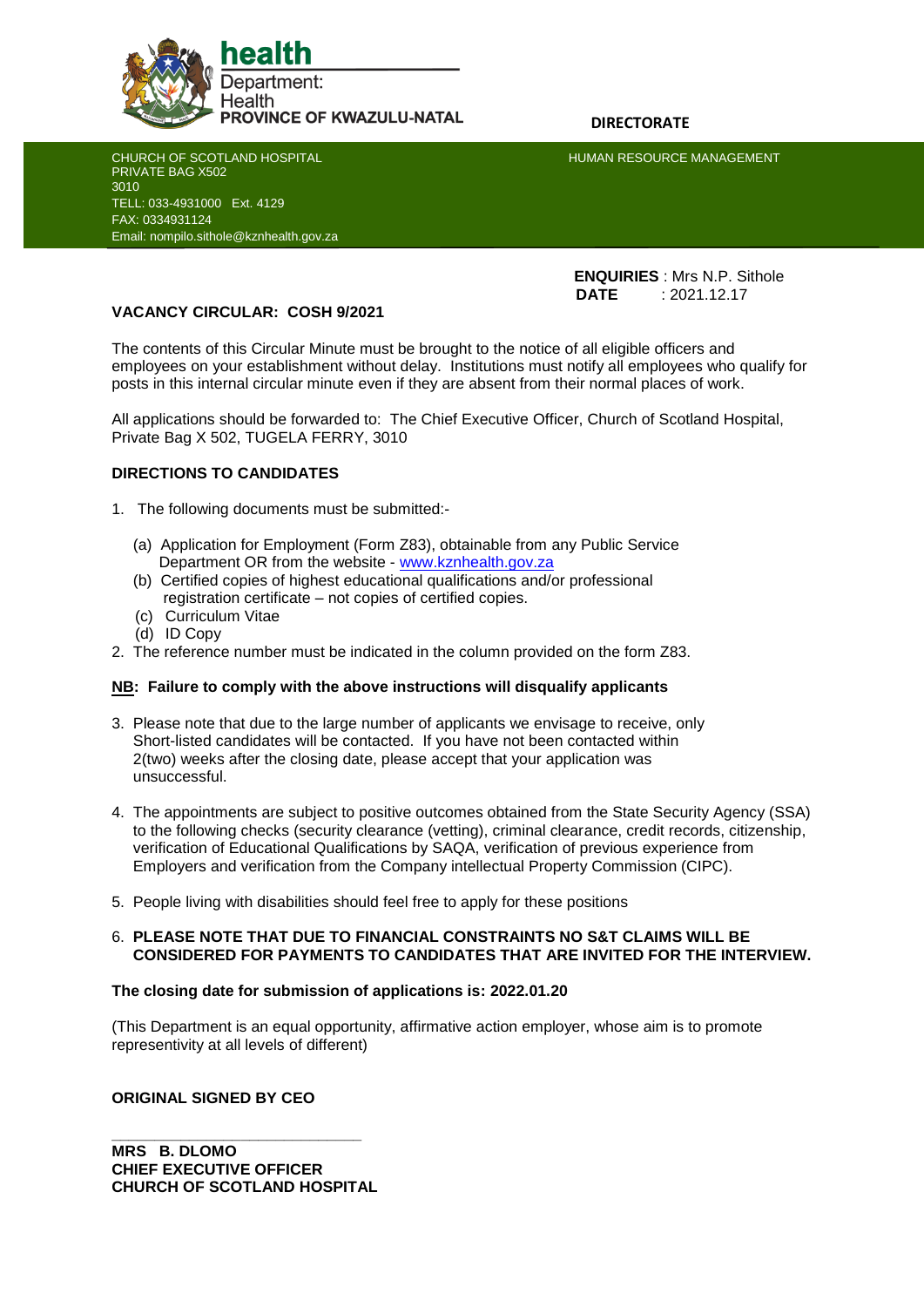**health**

Department:
Health
**PROVINCE OF KWAZULU-NATAL**

**DIRECTORATE**

CHURCH OF SCOTLAND HOSPITAL
PRIVATE BAG X502
3010
TELL: 033-4931000 Ext. 4129
FAX: 0334931124
Email: nompilo.sithole@kznhealth.gov.za

HUMAN RESOURCE MANAGEMENT

**ENQUIRIES** : Mrs N.P. Sithole
**DATE** : 2021.12.17

**VACANCY CIRCULAR: COSH 9/2021**

The contents of this Circular Minute must be brought to the notice of all eligible officers and employees on your establishment without delay. Institutions must notify all employees who qualify for posts in this internal circular minute even if they are absent from their normal places of work.

All applications should be forwarded to: The Chief Executive Officer, Church of Scotland Hospital, Private Bag X 502, TUGELA FERRY, 3010

**DIRECTIONS TO CANDIDATES**

1. The following documents must be submitted:-

   (a) Application for Employment (Form Z83), obtainable from any Public Service Department OR from the website - www.kznhealth.gov.za
   (b) Certified copies of highest educational qualifications and/or professional registration certificate – not copies of certified copies.
   (c) Curriculum Vitae
   (d) ID Copy
2. The reference number must be indicated in the column provided on the form Z83.

**NB: Failure to comply with the above instructions will disqualify applicants**

3. Please note that due to the large number of applicants we envisage to receive, only Short-listed candidates will be contacted. If you have not been contacted within 2(two) weeks after the closing date, please accept that your application was unsuccessful.

4. The appointments are subject to positive outcomes obtained from the State Security Agency (SSA) to the following checks (security clearance (vetting), criminal clearance, credit records, citizenship, verification of Educational Qualifications by SAQA, verification of previous experience from Employers and verification from the Company intellectual Property Commission (CIPC).

5. People living with disabilities should feel free to apply for these positions

6. **PLEASE NOTE THAT DUE TO FINANCIAL CONSTRAINTS NO S&T CLAIMS WILL BE CONSIDERED FOR PAYMENTS TO CANDIDATES THAT ARE INVITED FOR THE INTERVIEW.**

**The closing date for submission of applications is: 2022.01.20**

(This Department is an equal opportunity, affirmative action employer, whose aim is to promote representivity at all levels of different)

**ORIGINAL SIGNED BY CEO**

\_\_\_\_\_\_\_\_\_\_\_\_\_\_\_\_\_\_\_\_\_\_\_\_\_\_\_\_\_\_

**MRS B. DLOMO**
**CHIEF EXECUTIVE OFFICER**
**CHURCH OF SCOTLAND HOSPITAL**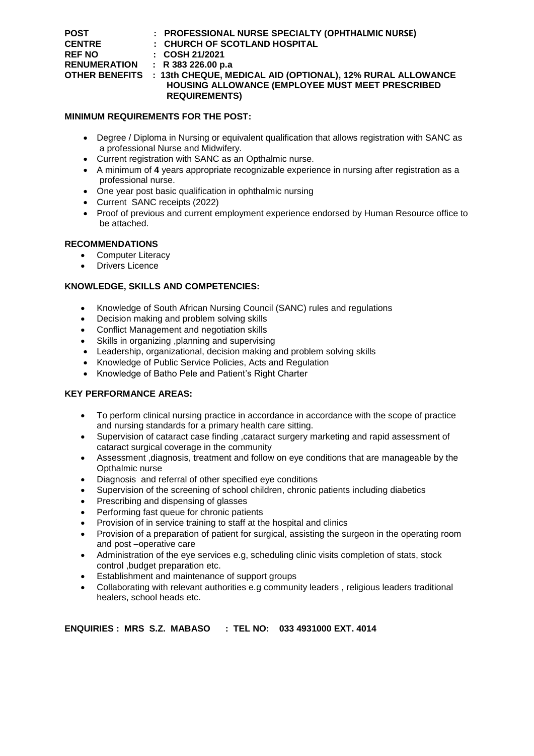**POST** : **PROFESSIONAL NURSE SPECIALTY (OPHTHALMIC NURSE)**
**CENTRE** : **CHURCH OF SCOTLAND HOSPITAL**
**REF NO** : **COSH 21/2021**
**RENUMERATION** : **R 383 226.00 p.a**
**OTHER BENEFITS** : **13th CHEQUE, MEDICAL AID (OPTIONAL), 12% RURAL ALLOWANCE HOUSING ALLOWANCE (EMPLOYEE MUST MEET PRESCRIBED REQUIREMENTS)**

**MINIMUM REQUIREMENTS FOR THE POST:**

- Degree / Diploma in Nursing or equivalent qualification that allows registration with SANC as a professional Nurse and Midwifery.
- Current registration with SANC as an Opthalmic nurse.
- A minimum of **4** years appropriate recognizable experience in nursing after registration as a professional nurse.
- One year post basic qualification in ophthalmic nursing
- Current SANC receipts (2022)
- Proof of previous and current employment experience endorsed by Human Resource office to be attached.

**RECOMMENDATIONS**

- Computer Literacy
- Drivers Licence

**KNOWLEDGE, SKILLS AND COMPETENCIES:**

- Knowledge of South African Nursing Council (SANC) rules and regulations
- Decision making and problem solving skills
- Conflict Management and negotiation skills
- Skills in organizing ,planning and supervising
- Leadership, organizational, decision making and problem solving skills
- Knowledge of Public Service Policies, Acts and Regulation
- Knowledge of Batho Pele and Patient's Right Charter

**KEY PERFORMANCE AREAS:**

- To perform clinical nursing practice in accordance in accordance with the scope of practice and nursing standards for a primary health care sitting.
- Supervision of cataract case finding ,cataract surgery marketing and rapid assessment of cataract surgical coverage in the community
- Assessment ,diagnosis, treatment and follow on eye conditions that are manageable by the Opthalmic nurse
- Diagnosis and referral of other specified eye conditions
- Supervision of the screening of school children, chronic patients including diabetics
- Prescribing and dispensing of glasses
- Performing fast queue for chronic patients
- Provision of in service training to staff at the hospital and clinics
- Provision of a preparation of patient for surgical, assisting the surgeon in the operating room and post –operative care
- Administration of the eye services e.g, scheduling clinic visits completion of stats, stock control ,budget preparation etc.
- Establishment and maintenance of support groups
- Collaborating with relevant authorities e.g community leaders , religious leaders traditional healers, school heads etc.

**ENQUIRIES : MRS S.Z. MABASO : TEL NO: 033 4931000 EXT. 4014**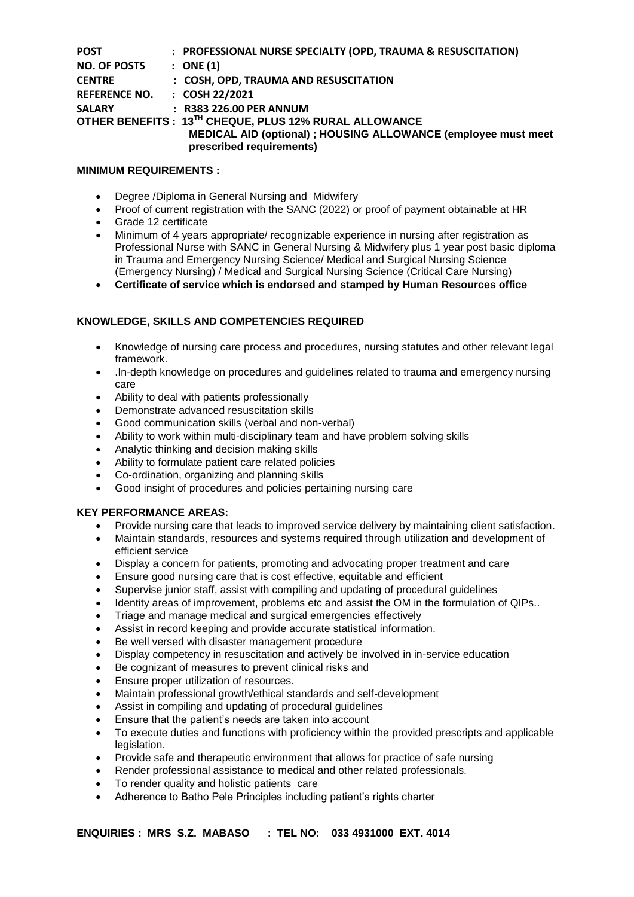**POST** : **PROFESSIONAL NURSE SPECIALTY (OPD, TRAUMA & RESUSCITATION)**
**NO. OF POSTS** : **ONE (1)**
**CENTRE** : **COSH, OPD, TRAUMA AND RESUSCITATION**
**REFERENCE NO.** : **COSH 22/2021**
**SALARY** : **R383 226.00 PER ANNUM**
**OTHER BENEFITS** : **13TH CHEQUE, PLUS 12% RURAL ALLOWANCE**
**MEDICAL AID (optional) ; HOUSING ALLOWANCE (employee must meet prescribed requirements)**

**MINIMUM REQUIREMENTS :**

- Degree /Diploma in General Nursing and Midwifery
- Proof of current registration with the SANC (2022) or proof of payment obtainable at HR
- Grade 12 certificate
- Minimum of 4 years appropriate/ recognizable experience in nursing after registration as Professional Nurse with SANC in General Nursing & Midwifery plus 1 year post basic diploma in Trauma and Emergency Nursing Science/ Medical and Surgical Nursing Science (Emergency Nursing) / Medical and Surgical Nursing Science (Critical Care Nursing)
- **Certificate of service which is endorsed and stamped by Human Resources office**

**KNOWLEDGE, SKILLS AND COMPETENCIES REQUIRED**

- Knowledge of nursing care process and procedures, nursing statutes and other relevant legal framework.
- .In-depth knowledge on procedures and guidelines related to trauma and emergency nursing care
- Ability to deal with patients professionally
- Demonstrate advanced resuscitation skills
- Good communication skills (verbal and non-verbal)
- Ability to work within multi-disciplinary team and have problem solving skills
- Analytic thinking and decision making skills
- Ability to formulate patient care related policies
- Co-ordination, organizing and planning skills
- Good insight of procedures and policies pertaining nursing care

**KEY PERFORMANCE AREAS:**

- Provide nursing care that leads to improved service delivery by maintaining client satisfaction.
- Maintain standards, resources and systems required through utilization and development of efficient service
- Display a concern for patients, promoting and advocating proper treatment and care
- Ensure good nursing care that is cost effective, equitable and efficient
- Supervise junior staff, assist with compiling and updating of procedural guidelines
- Identity areas of improvement, problems etc and assist the OM in the formulation of QIPs..
- Triage and manage medical and surgical emergencies effectively
- Assist in record keeping and provide accurate statistical information.
- Be well versed with disaster management procedure
- Display competency in resuscitation and actively be involved in in-service education
- Be cognizant of measures to prevent clinical risks and
- Ensure proper utilization of resources.
- Maintain professional growth/ethical standards and self-development
- Assist in compiling and updating of procedural guidelines
- Ensure that the patient's needs are taken into account
- To execute duties and functions with proficiency within the provided prescripts and applicable legislation.
- Provide safe and therapeutic environment that allows for practice of safe nursing
- Render professional assistance to medical and other related professionals.
- To render quality and holistic patients care
- Adherence to Batho Pele Principles including patient's rights charter

**ENQUIRIES : MRS S.Z. MABASO : TEL NO: 033 4931000 EXT. 4014**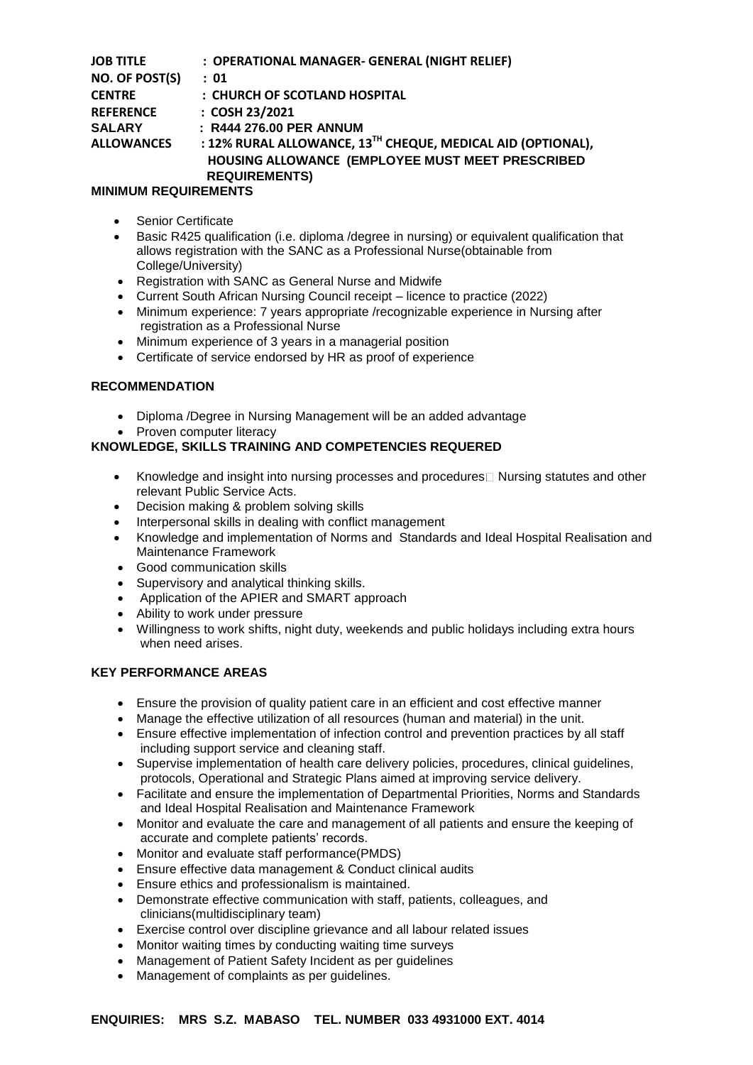**JOB TITLE** : **OPERATIONAL MANAGER- GENERAL (NIGHT RELIEF)**
**NO. OF POST(S)** : **01**
**CENTRE** : **CHURCH OF SCOTLAND HOSPITAL**
**REFERENCE** : **COSH 23/2021**
**SALARY** : **R444 276.00 PER ANNUM**
**ALLOWANCES** : **12% RURAL ALLOWANCE, 13TH CHEQUE, MEDICAL AID (OPTIONAL), HOUSING ALLOWANCE (EMPLOYEE MUST MEET PRESCRIBED REQUIREMENTS)**

**MINIMUM REQUIREMENTS**

- Senior Certificate
- Basic R425 qualification (i.e. diploma /degree in nursing) or equivalent qualification that allows registration with the SANC as a Professional Nurse(obtainable from College/University)
- Registration with SANC as General Nurse and Midwife
- Current South African Nursing Council receipt – licence to practice (2022)
- Minimum experience: 7 years appropriate /recognizable experience in Nursing after registration as a Professional Nurse
- Minimum experience of 3 years in a managerial position
- Certificate of service endorsed by HR as proof of experience

**RECOMMENDATION**

- Diploma /Degree in Nursing Management will be an added advantage
- Proven computer literacy

**KNOWLEDGE, SKILLS TRAINING AND COMPETENCIES REQUERED**

- Knowledge and insight into nursing processes and procedures Nursing statutes and other relevant Public Service Acts.
- Decision making & problem solving skills
- Interpersonal skills in dealing with conflict management
- Knowledge and implementation of Norms and Standards and Ideal Hospital Realisation and Maintenance Framework
- Good communication skills
- Supervisory and analytical thinking skills.
- Application of the APIER and SMART approach
- Ability to work under pressure
- Willingness to work shifts, night duty, weekends and public holidays including extra hours when need arises.

**KEY PERFORMANCE AREAS**

- Ensure the provision of quality patient care in an efficient and cost effective manner
- Manage the effective utilization of all resources (human and material) in the unit.
- Ensure effective implementation of infection control and prevention practices by all staff including support service and cleaning staff.
- Supervise implementation of health care delivery policies, procedures, clinical guidelines, protocols, Operational and Strategic Plans aimed at improving service delivery.
- Facilitate and ensure the implementation of Departmental Priorities, Norms and Standards and Ideal Hospital Realisation and Maintenance Framework
- Monitor and evaluate the care and management of all patients and ensure the keeping of accurate and complete patients' records.
- Monitor and evaluate staff performance(PMDS)
- Ensure effective data management & Conduct clinical audits
- Ensure ethics and professionalism is maintained.
- Demonstrate effective communication with staff, patients, colleagues, and clinicians(multidisciplinary team)
- Exercise control over discipline grievance and all labour related issues
- Monitor waiting times by conducting waiting time surveys
- Management of Patient Safety Incident as per guidelines
- Management of complaints as per guidelines.

**ENQUIRIES: MRS S.Z. MABASO TEL. NUMBER 033 4931000 EXT. 4014**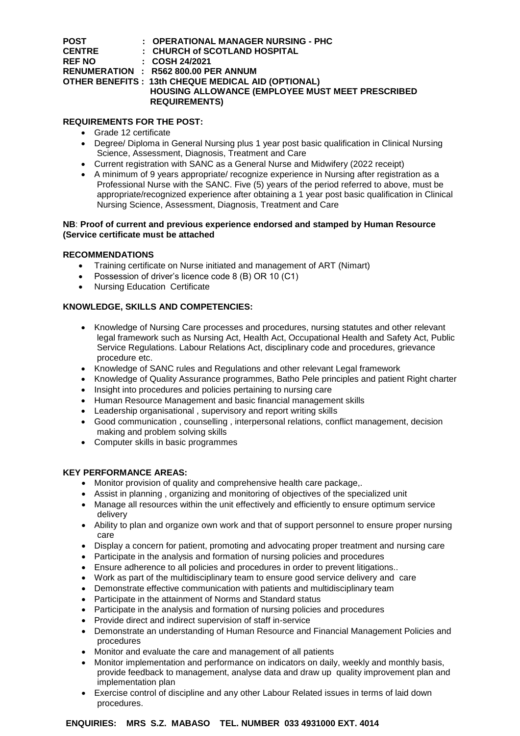**POST : OPERATIONAL MANAGER NURSING - PHC**
**CENTRE : CHURCH of SCOTLAND HOSPITAL**
**REF NO : COSH 24/2021**
**RENUMERATION : R562 800.00 PER ANNUM**
**OTHER BENEFITS : 13th CHEQUE MEDICAL AID (OPTIONAL)**
**HOUSING ALLOWANCE (EMPLOYEE MUST MEET PRESCRIBED REQUIREMENTS)**

**REQUIREMENTS FOR THE POST:**

- Grade 12 certificate
- Degree/ Diploma in General Nursing plus 1 year post basic qualification in Clinical Nursing Science, Assessment, Diagnosis, Treatment and Care
- Current registration with SANC as a General Nurse and Midwifery (2022 receipt)
- A minimum of 9 years appropriate/ recognize experience in Nursing after registration as a Professional Nurse with the SANC. Five (5) years of the period referred to above, must be appropriate/recognized experience after obtaining a 1 year post basic qualification in Clinical Nursing Science, Assessment, Diagnosis, Treatment and Care

**NB**: **Proof of current and previous experience endorsed and stamped by Human Resource (Service certificate must be attached**

**RECOMMENDATIONS**

- Training certificate on Nurse initiated and management of ART (Nimart)
- Possession of driver's licence code 8 (B) OR 10 (C1)
- Nursing Education Certificate

**KNOWLEDGE, SKILLS AND COMPETENCIES:**

- Knowledge of Nursing Care processes and procedures, nursing statutes and other relevant legal framework such as Nursing Act, Health Act, Occupational Health and Safety Act, Public Service Regulations. Labour Relations Act, disciplinary code and procedures, grievance procedure etc.
- Knowledge of SANC rules and Regulations and other relevant Legal framework
- Knowledge of Quality Assurance programmes, Batho Pele principles and patient Right charter
- Insight into procedures and policies pertaining to nursing care
- Human Resource Management and basic financial management skills
- Leadership organisational , supervisory and report writing skills
- Good communication , counselling , interpersonal relations, conflict management, decision making and problem solving skills
- Computer skills in basic programmes

**KEY PERFORMANCE AREAS:**

- Monitor provision of quality and comprehensive health care package,.
- Assist in planning , organizing and monitoring of objectives of the specialized unit
- Manage all resources within the unit effectively and efficiently to ensure optimum service delivery
- Ability to plan and organize own work and that of support personnel to ensure proper nursing care
- Display a concern for patient, promoting and advocating proper treatment and nursing care
- Participate in the analysis and formation of nursing policies and procedures
- Ensure adherence to all policies and procedures in order to prevent litigations..
- Work as part of the multidisciplinary team to ensure good service delivery and care
- Demonstrate effective communication with patients and multidisciplinary team
- Participate in the attainment of Norms and Standard status
- Participate in the analysis and formation of nursing policies and procedures
- Provide direct and indirect supervision of staff in-service
- Demonstrate an understanding of Human Resource and Financial Management Policies and procedures
- Monitor and evaluate the care and management of all patients
- Monitor implementation and performance on indicators on daily, weekly and monthly basis, provide feedback to management, analyse data and draw up quality improvement plan and implementation plan
- Exercise control of discipline and any other Labour Related issues in terms of laid down procedures.

**ENQUIRIES: MRS S.Z. MABASO TEL. NUMBER 033 4931000 EXT. 4014**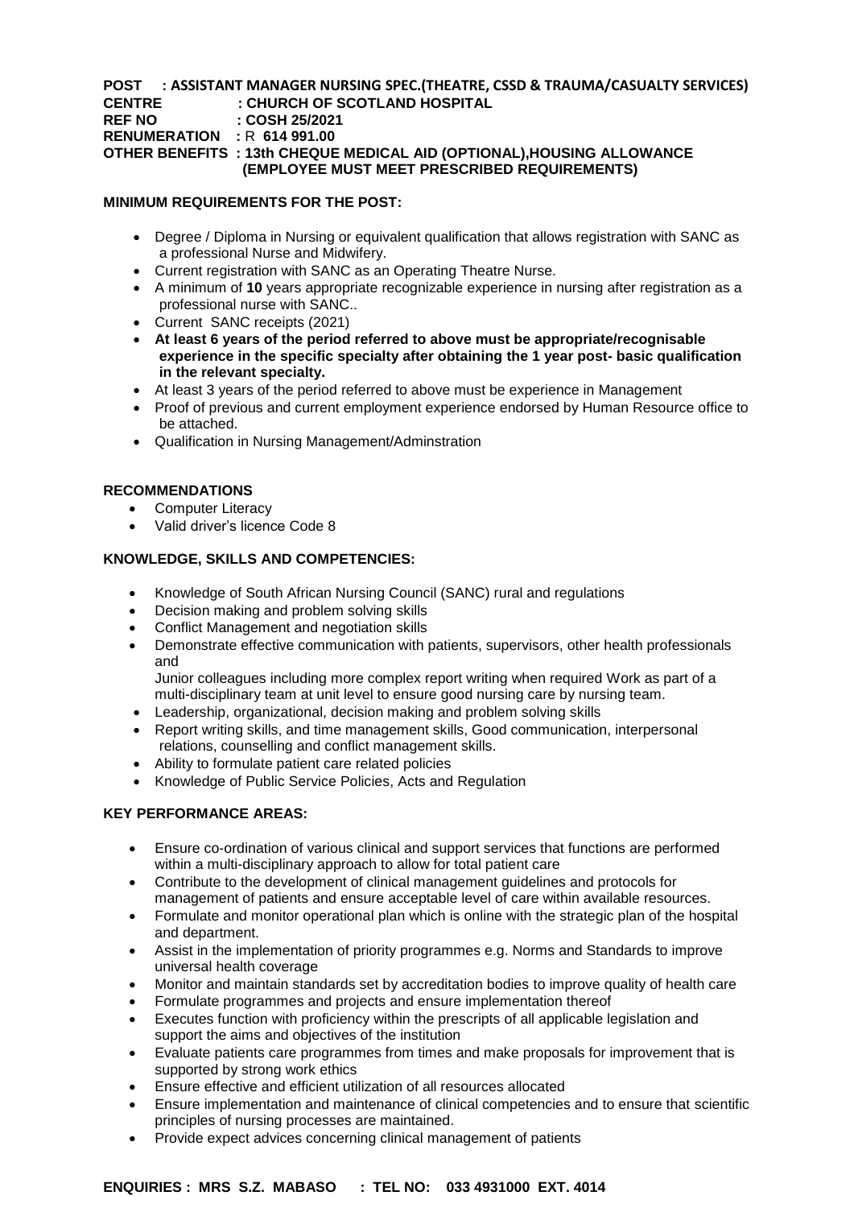**POST : ASSISTANT MANAGER NURSING SPEC.(THEATRE, CSSD & TRAUMA/CASUALTY SERVICES)**
**CENTRE : CHURCH OF SCOTLAND HOSPITAL**
**REF NO : COSH 25/2021**
**RENUMERATION :** R **614 991.00**
**OTHER BENEFITS : 13th CHEQUE MEDICAL AID (OPTIONAL),HOUSING ALLOWANCE (EMPLOYEE MUST MEET PRESCRIBED REQUIREMENTS)**

**MINIMUM REQUIREMENTS FOR THE POST:**

- Degree / Diploma in Nursing or equivalent qualification that allows registration with SANC as a professional Nurse and Midwifery.
- Current registration with SANC as an Operating Theatre Nurse.
- A minimum of **10** years appropriate recognizable experience in nursing after registration as a professional nurse with SANC..
- Current SANC receipts (2021)
- **At least 6 years of the period referred to above must be appropriate/recognisable experience in the specific specialty after obtaining the 1 year post- basic qualification in the relevant specialty.**
- At least 3 years of the period referred to above must be experience in Management
- Proof of previous and current employment experience endorsed by Human Resource office to be attached.
- Qualification in Nursing Management/Adminstration

**RECOMMENDATIONS**

- Computer Literacy
- Valid driver's licence Code 8

**KNOWLEDGE, SKILLS AND COMPETENCIES:**

- Knowledge of South African Nursing Council (SANC) rural and regulations
- Decision making and problem solving skills
- Conflict Management and negotiation skills
- Demonstrate effective communication with patients, supervisors, other health professionals and
  Junior colleagues including more complex report writing when required Work as part of a multi-disciplinary team at unit level to ensure good nursing care by nursing team.
- Leadership, organizational, decision making and problem solving skills
- Report writing skills, and time management skills, Good communication, interpersonal relations, counselling and conflict management skills.
- Ability to formulate patient care related policies
- Knowledge of Public Service Policies, Acts and Regulation

**KEY PERFORMANCE AREAS:**

- Ensure co-ordination of various clinical and support services that functions are performed within a multi-disciplinary approach to allow for total patient care
- Contribute to the development of clinical management guidelines and protocols for management of patients and ensure acceptable level of care within available resources.
- Formulate and monitor operational plan which is online with the strategic plan of the hospital and department.
- Assist in the implementation of priority programmes e.g. Norms and Standards to improve universal health coverage
- Monitor and maintain standards set by accreditation bodies to improve quality of health care
- Formulate programmes and projects and ensure implementation thereof
- Executes function with proficiency within the prescripts of all applicable legislation and support the aims and objectives of the institution
- Evaluate patients care programmes from times and make proposals for improvement that is supported by strong work ethics
- Ensure effective and efficient utilization of all resources allocated
- Ensure implementation and maintenance of clinical competencies and to ensure that scientific principles of nursing processes are maintained.
- Provide expect advices concerning clinical management of patients

**ENQUIRIES : MRS S.Z. MABASO : TEL NO: 033 4931000 EXT. 4014**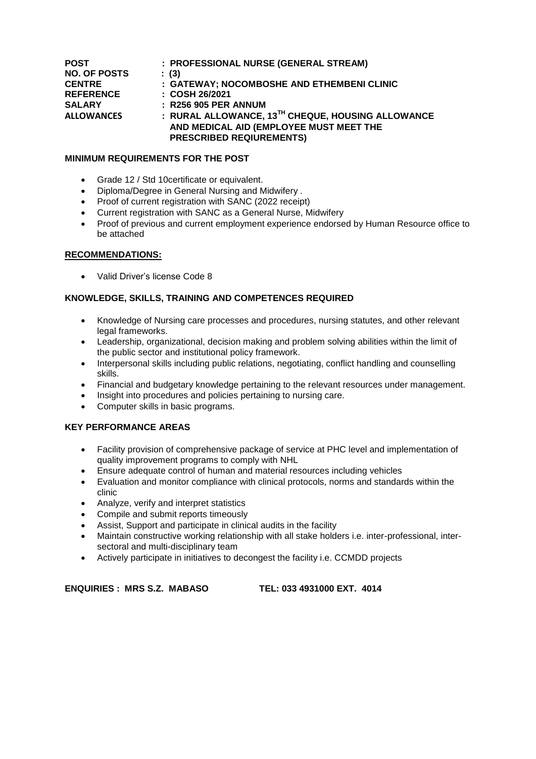**POST** : **PROFESSIONAL NURSE (GENERAL STREAM)**
**NO. OF POSTS** : **(3)**
**CENTRE** : **GATEWAY; NOCOMBOSHE AND ETHEMBENI CLINIC**
**REFERENCE** : **COSH 26/2021**
**SALARY** : **R256 905 PER ANNUM**
**ALLOWANCES** : **RURAL ALLOWANCE, 13TH CHEQUE, HOUSING ALLOWANCE AND MEDICAL AID (EMPLOYEE MUST MEET THE PRESCRIBED REQIUREMENTS)**

**MINIMUM REQUIREMENTS FOR THE POST**

- Grade 12 / Std 10certificate or equivalent.
- Diploma/Degree in General Nursing and Midwifery .
- Proof of current registration with SANC (2022 receipt)
- Current registration with SANC as a General Nurse, Midwifery
- Proof of previous and current employment experience endorsed by Human Resource office to be attached

**RECOMMENDATIONS:**

- Valid Driver's license Code 8

**KNOWLEDGE, SKILLS, TRAINING AND COMPETENCES REQUIRED**

- Knowledge of Nursing care processes and procedures, nursing statutes, and other relevant legal frameworks.
- Leadership, organizational, decision making and problem solving abilities within the limit of the public sector and institutional policy framework.
- Interpersonal skills including public relations, negotiating, conflict handling and counselling skills.
- Financial and budgetary knowledge pertaining to the relevant resources under management.
- Insight into procedures and policies pertaining to nursing care.
- Computer skills in basic programs.

**KEY PERFORMANCE AREAS**

- Facility provision of comprehensive package of service at PHC level and implementation of quality improvement programs to comply with NHL
- Ensure adequate control of human and material resources including vehicles
- Evaluation and monitor compliance with clinical protocols, norms and standards within the clinic
- Analyze, verify and interpret statistics
- Compile and submit reports timeously
- Assist, Support and participate in clinical audits in the facility
- Maintain constructive working relationship with all stake holders i.e. inter-professional, inter-sectoral and multi-disciplinary team
- Actively participate in initiatives to decongest the facility i.e. CCMDD projects

**ENQUIRIES : MRS S.Z. MABASO TEL: 033 4931000 EXT. 4014**